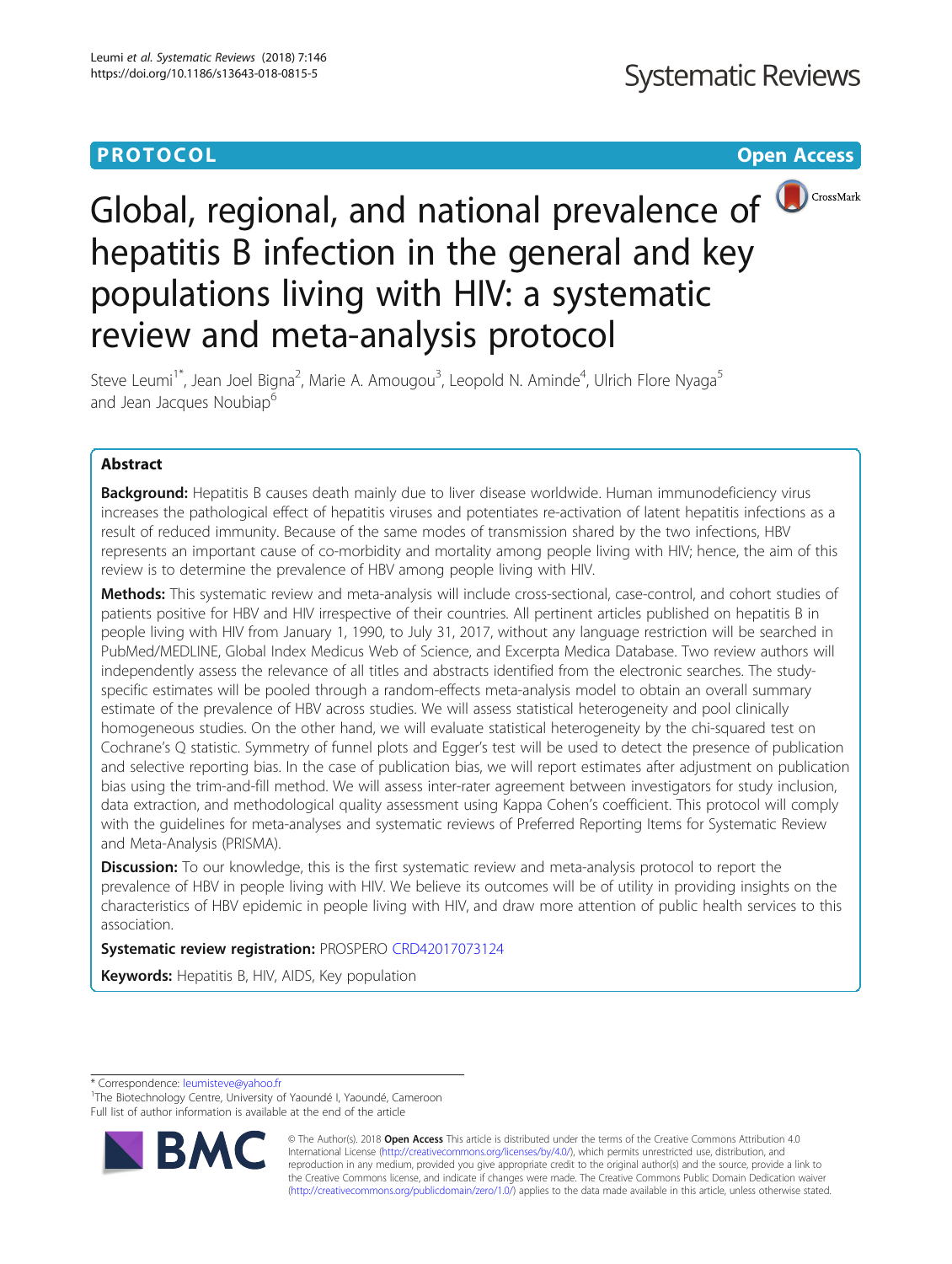**PROTOCOL** **Open Access**

# Global, regional, and national prevalence of hepatitis B infection in the general and key populations living with HIV: a systematic review and meta-analysis protocol

Steve Leumi[1*], Jean Joel Bigna[2], Marie A. Amougou[3], Leopold N. Aminde[4], Ulrich Flore Nyaga[5] and Jean Jacques Noubiap[6]

## Abstract

**Background:** Hepatitis B causes death mainly due to liver disease worldwide. Human immunodeficiency virus increases the pathological effect of hepatitis viruses and potentiates re-activation of latent hepatitis infections as a result of reduced immunity. Because of the same modes of transmission shared by the two infections, HBV represents an important cause of co-morbidity and mortality among people living with HIV; hence, the aim of this review is to determine the prevalence of HBV among people living with HIV.

**Methods:** This systematic review and meta-analysis will include cross-sectional, case-control, and cohort studies of patients positive for HBV and HIV irrespective of their countries. All pertinent articles published on hepatitis B in people living with HIV from January 1, 1990, to July 31, 2017, without any language restriction will be searched in PubMed/MEDLINE, Global Index Medicus Web of Science, and Excerpta Medica Database. Two review authors will independently assess the relevance of all titles and abstracts identified from the electronic searches. The study-specific estimates will be pooled through a random-effects meta-analysis model to obtain an overall summary estimate of the prevalence of HBV across studies. We will assess statistical heterogeneity and pool clinically homogeneous studies. On the other hand, we will evaluate statistical heterogeneity by the chi-squared test on Cochrane's Q statistic. Symmetry of funnel plots and Egger's test will be used to detect the presence of publication and selective reporting bias. In the case of publication bias, we will report estimates after adjustment on publication bias using the trim-and-fill method. We will assess inter-rater agreement between investigators for study inclusion, data extraction, and methodological quality assessment using Kappa Cohen's coefficient. This protocol will comply with the guidelines for meta-analyses and systematic reviews of Preferred Reporting Items for Systematic Review and Meta-Analysis (PRISMA).

**Discussion:** To our knowledge, this is the first systematic review and meta-analysis protocol to report the prevalence of HBV in people living with HIV. We believe its outcomes will be of utility in providing insights on the characteristics of HBV epidemic in people living with HIV, and draw more attention of public health services to this association.

**Systematic review registration:** PROSPERO CRD42017073124

**Keywords:** Hepatitis B, HIV, AIDS, Key population

\* Correspondence: leumisteve@yahoo.fr
[1]The Biotechnology Centre, University of Yaoundé I, Yaoundé, Cameroon
Full list of author information is available at the end of the article

© The Author(s). 2018 **Open Access** This article is distributed under the terms of the Creative Commons Attribution 4.0 International License (http://creativecommons.org/licenses/by/4.0/), which permits unrestricted use, distribution, and reproduction in any medium, provided you give appropriate credit to the original author(s) and the source, provide a link to the Creative Commons license, and indicate if changes were made. The Creative Commons Public Domain Dedication waiver (http://creativecommons.org/publicdomain/zero/1.0/) applies to the data made available in this article, unless otherwise stated.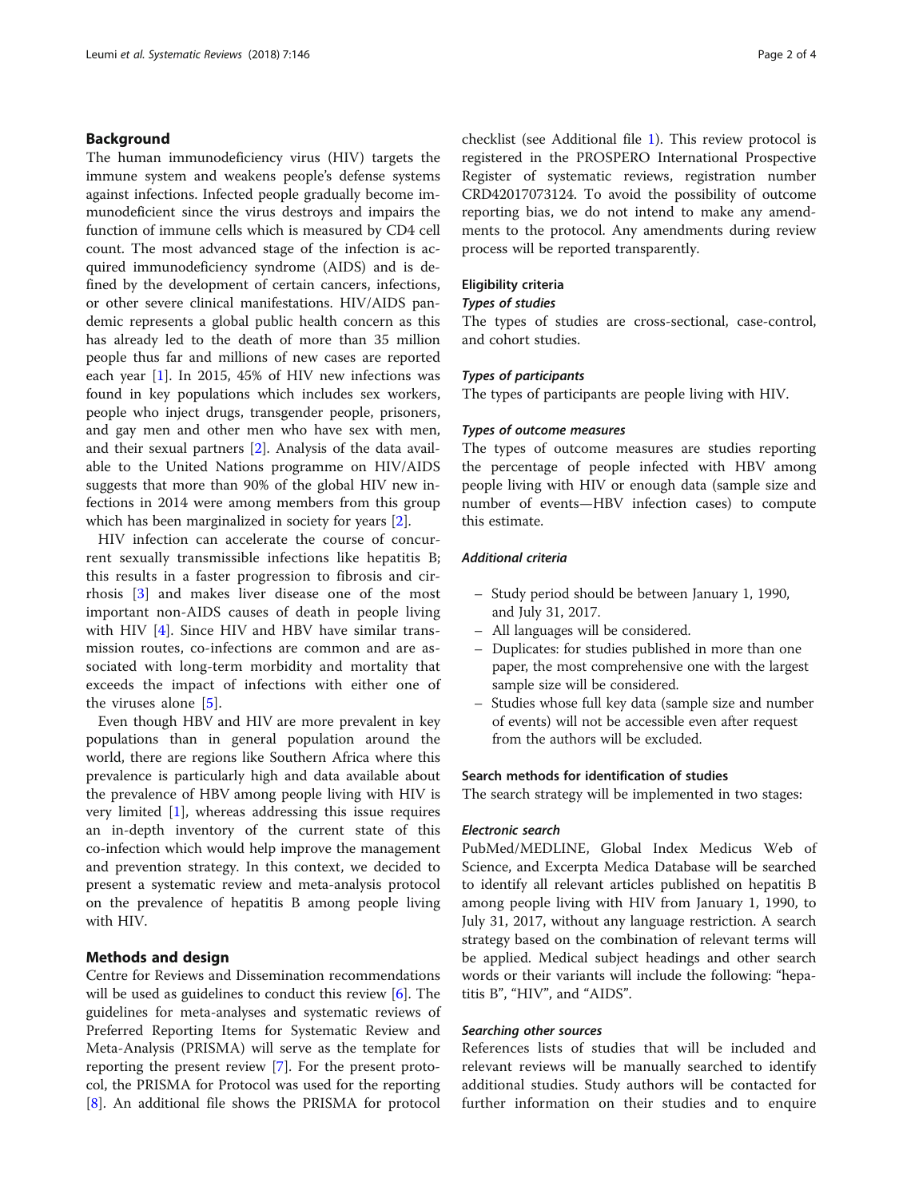## Background

The human immunodeficiency virus (HIV) targets the immune system and weakens people's defense systems against infections. Infected people gradually become immunodeficient since the virus destroys and impairs the function of immune cells which is measured by CD4 cell count. The most advanced stage of the infection is acquired immunodeficiency syndrome (AIDS) and is defined by the development of certain cancers, infections, or other severe clinical manifestations. HIV/AIDS pandemic represents a global public health concern as this has already led to the death of more than 35 million people thus far and millions of new cases are reported each year [1]. In 2015, 45% of HIV new infections was found in key populations which includes sex workers, people who inject drugs, transgender people, prisoners, and gay men and other men who have sex with men, and their sexual partners [2]. Analysis of the data available to the United Nations programme on HIV/AIDS suggests that more than 90% of the global HIV new infections in 2014 were among members from this group which has been marginalized in society for years [2].

HIV infection can accelerate the course of concurrent sexually transmissible infections like hepatitis B; this results in a faster progression to fibrosis and cirrhosis [3] and makes liver disease one of the most important non-AIDS causes of death in people living with HIV [4]. Since HIV and HBV have similar transmission routes, co-infections are common and are associated with long-term morbidity and mortality that exceeds the impact of infections with either one of the viruses alone [5].

Even though HBV and HIV are more prevalent in key populations than in general population around the world, there are regions like Southern Africa where this prevalence is particularly high and data available about the prevalence of HBV among people living with HIV is very limited [1], whereas addressing this issue requires an in-depth inventory of the current state of this co-infection which would help improve the management and prevention strategy. In this context, we decided to present a systematic review and meta-analysis protocol on the prevalence of hepatitis B among people living with HIV.

## Methods and design

Centre for Reviews and Dissemination recommendations will be used as guidelines to conduct this review [6]. The guidelines for meta-analyses and systematic reviews of Preferred Reporting Items for Systematic Review and Meta-Analysis (PRISMA) will serve as the template for reporting the present review [7]. For the present protocol, the PRISMA for Protocol was used for the reporting [8]. An additional file shows the PRISMA for protocol checklist (see Additional file 1). This review protocol is registered in the PROSPERO International Prospective Register of systematic reviews, registration number CRD42017073124. To avoid the possibility of outcome reporting bias, we do not intend to make any amendments to the protocol. Any amendments during review process will be reported transparently.

### Eligibility criteria

#### *Types of studies*

The types of studies are cross-sectional, case-control, and cohort studies.

#### *Types of participants*

The types of participants are people living with HIV.

#### *Types of outcome measures*

The types of outcome measures are studies reporting the percentage of people infected with HBV among people living with HIV or enough data (sample size and number of events—HBV infection cases) to compute this estimate.

#### *Additional criteria*

- Study period should be between January 1, 1990, and July 31, 2017.
- All languages will be considered.
- Duplicates: for studies published in more than one paper, the most comprehensive one with the largest sample size will be considered.
- Studies whose full key data (sample size and number of events) will not be accessible even after request from the authors will be excluded.

### Search methods for identification of studies

The search strategy will be implemented in two stages:

#### *Electronic search*

PubMed/MEDLINE, Global Index Medicus Web of Science, and Excerpta Medica Database will be searched to identify all relevant articles published on hepatitis B among people living with HIV from January 1, 1990, to July 31, 2017, without any language restriction. A search strategy based on the combination of relevant terms will be applied. Medical subject headings and other search words or their variants will include the following: "hepatitis B", "HIV", and "AIDS".

#### *Searching other sources*

References lists of studies that will be included and relevant reviews will be manually searched to identify additional studies. Study authors will be contacted for further information on their studies and to enquire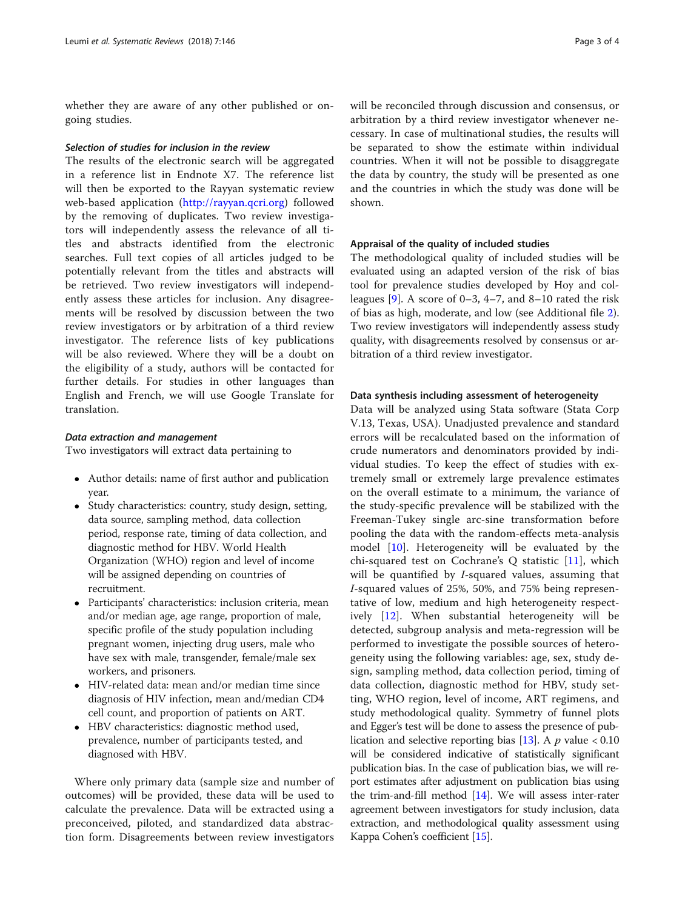whether they are aware of any other published or ongoing studies.

#### *Selection of studies for inclusion in the review*

The results of the electronic search will be aggregated in a reference list in Endnote X7. The reference list will then be exported to the Rayyan systematic review web-based application (http://rayyan.qcri.org) followed by the removing of duplicates. Two review investigators will independently assess the relevance of all titles and abstracts identified from the electronic searches. Full text copies of all articles judged to be potentially relevant from the titles and abstracts will be retrieved. Two review investigators will independently assess these articles for inclusion. Any disagreements will be resolved by discussion between the two review investigators or by arbitration of a third review investigator. The reference lists of key publications will be also reviewed. Where they will be a doubt on the eligibility of a study, authors will be contacted for further details. For studies in other languages than English and French, we will use Google Translate for translation.

#### *Data extraction and management*

Two investigators will extract data pertaining to

- Author details: name of first author and publication year.
- Study characteristics: country, study design, setting, data source, sampling method, data collection period, response rate, timing of data collection, and diagnostic method for HBV. World Health Organization (WHO) region and level of income will be assigned depending on countries of recruitment.
- Participants' characteristics: inclusion criteria, mean and/or median age, age range, proportion of male, specific profile of the study population including pregnant women, injecting drug users, male who have sex with male, transgender, female/male sex workers, and prisoners.
- HIV-related data: mean and/or median time since diagnosis of HIV infection, mean and/median CD4 cell count, and proportion of patients on ART.
- HBV characteristics: diagnostic method used, prevalence, number of participants tested, and diagnosed with HBV.

Where only primary data (sample size and number of outcomes) will be provided, these data will be used to calculate the prevalence. Data will be extracted using a preconceived, piloted, and standardized data abstraction form. Disagreements between review investigators will be reconciled through discussion and consensus, or arbitration by a third review investigator whenever necessary. In case of multinational studies, the results will be separated to show the estimate within individual countries. When it will not be possible to disaggregate the data by country, the study will be presented as one and the countries in which the study was done will be shown.

### Appraisal of the quality of included studies

The methodological quality of included studies will be evaluated using an adapted version of the risk of bias tool for prevalence studies developed by Hoy and colleagues [9]. A score of 0–3, 4–7, and 8–10 rated the risk of bias as high, moderate, and low (see Additional file 2). Two review investigators will independently assess study quality, with disagreements resolved by consensus or arbitration of a third review investigator.

### Data synthesis including assessment of heterogeneity

Data will be analyzed using Stata software (Stata Corp V.13, Texas, USA). Unadjusted prevalence and standard errors will be recalculated based on the information of crude numerators and denominators provided by individual studies. To keep the effect of studies with extremely small or extremely large prevalence estimates on the overall estimate to a minimum, the variance of the study-specific prevalence will be stabilized with the Freeman-Tukey single arc-sine transformation before pooling the data with the random-effects meta-analysis model [10]. Heterogeneity will be evaluated by the chi-squared test on Cochrane's Q statistic [11], which will be quantified by *I*-squared values, assuming that *I*-squared values of 25%, 50%, and 75% being representative of low, medium and high heterogeneity respectively [12]. When substantial heterogeneity will be detected, subgroup analysis and meta-regression will be performed to investigate the possible sources of heterogeneity using the following variables: age, sex, study design, sampling method, data collection period, timing of data collection, diagnostic method for HBV, study setting, WHO region, level of income, ART regimens, and study methodological quality. Symmetry of funnel plots and Egger's test will be done to assess the presence of publication and selective reporting bias [13]. A $p$ value $< 0.10$ will be considered indicative of statistically significant publication bias. In the case of publication bias, we will report estimates after adjustment on publication bias using the trim-and-fill method [14]. We will assess inter-rater agreement between investigators for study inclusion, data extraction, and methodological quality assessment using Kappa Cohen's coefficient [15].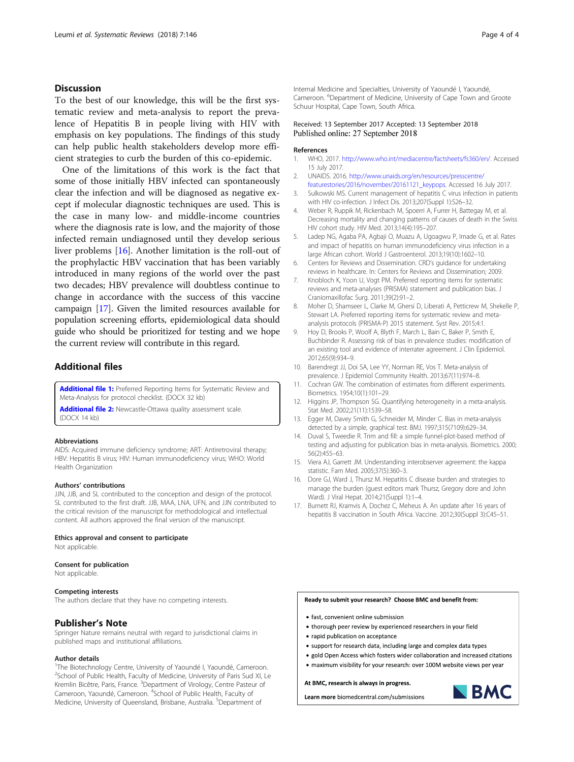## Discussion

To the best of our knowledge, this will be the first systematic review and meta-analysis to report the prevalence of Hepatitis B in people living with HIV with emphasis on key populations. The findings of this study can help public health stakeholders develop more efficient strategies to curb the burden of this co-epidemic.

One of the limitations of this work is the fact that some of those initially HBV infected can spontaneously clear the infection and will be diagnosed as negative except if molecular diagnostic techniques are used. This is the case in many low- and middle-income countries where the diagnosis rate is low, and the majority of those infected remain undiagnosed until they develop serious liver problems [16]. Another limitation is the roll-out of the prophylactic HBV vaccination that has been variably introduced in many regions of the world over the past two decades; HBV prevalence will doubtless continue to change in accordance with the success of this vaccine campaign [17]. Given the limited resources available for population screening efforts, epidemiological data should guide who should be prioritized for testing and we hope the current review will contribute in this regard.

## Additional files

**Additional file 1:** Preferred Reporting Items for Systematic Review and Meta-Analysis for protocol checklist. (DOCX 32 kb)

**Additional file 2:** Newcastle-Ottawa quality assessment scale. (DOCX 14 kb)

### Abbreviations

AIDS: Acquired immune deficiency syndrome; ART: Antiretroviral therapy; HBV: Hepatitis B virus; HIV: Human immunodeficiency virus; WHO: World Health Organization

### Authors' contributions

JJN, JJB, and SL contributed to the conception and design of the protocol. SL contributed to the first draft. JJB, MAA, LNA, UFN, and JJN contributed to the critical revision of the manuscript for methodological and intellectual content. All authors approved the final version of the manuscript.

### Ethics approval and consent to participate

Not applicable.

### Consent for publication

Not applicable.

### Competing interests

The authors declare that they have no competing interests.

## Publisher's Note

Springer Nature remains neutral with regard to jurisdictional claims in published maps and institutional affiliations.

### Author details

[1]The Biotechnology Centre, University of Yaoundé I, Yaoundé, Cameroon. [2]School of Public Health, Faculty of Medicine, University of Paris Sud XI, Le Kremlin Bicêtre, Paris, France. [3]Department of Virology, Centre Pasteur of Cameroon, Yaoundé, Cameroon. [4]School of Public Health, Faculty of Medicine, University of Queensland, Brisbane, Australia. [5]Department of Internal Medicine and Specialties, University of Yaoundé I, Yaoundé, Cameroon. [6]Department of Medicine, University of Cape Town and Groote Schuur Hospital, Cape Town, South Africa.

Received: 13 September 2017 Accepted: 13 September 2018
Published online: 27 September 2018

### References

1. WHO, 2017. http://www.who.int/mediacentre/factsheets/fs360/en/. Accessed 15 July 2017.
2. UNAIDS. 2016. http://www.unaids.org/en/resources/presscentre/featurestories/2016/november/20161121_keypops. Accessed 16 July 2017.
3. Sulkowski MS. Current management of hepatitis C virus infection in patients with HIV co-infection. J Infect Dis. 2013;207(Suppl 1):S26–32.
4. Weber R, Ruppik M, Rickenbach M, Spoerri A, Furrer H, Battegay M, et al. Decreasing mortality and changing patterns of causes of death in the Swiss HIV cohort study. HIV Med. 2013;14(4):195–207.
5. Ladep NG, Agaba PA, Agbaji O, Muazu A, Ugoagwu P, Imade G, et al. Rates and impact of hepatitis on human immunodeficiency virus infection in a large African cohort. World J Gastroenterol. 2013;19(10):1602–10.
6. Centers for Reviews and Dissemination. CRD's guidance for undertaking reviews in healthcare. In: Centers for Reviews and Dissemination; 2009.
7. Knobloch K, Yoon U, Vogt PM. Preferred reporting items for systematic reviews and meta-analyses (PRISMA) statement and publication bias. J Craniomaxillofac Surg. 2011;39(2):91–2.
8. Moher D, Shamseer L, Clarke M, Ghersi D, Liberati A, Petticrew M, Shekelle P, Stewart LA. Preferred reporting items for systematic review and meta-analysis protocols (PRISMA-P) 2015 statement. Syst Rev. 2015;4:1.
9. Hoy D, Brooks P, Woolf A, Blyth F, March L, Bain C, Baker P, Smith E, Buchbinder R. Assessing risk of bias in prevalence studies: modification of an existing tool and evidence of interrater agreement. J Clin Epidemiol. 2012;65(9):934–9.
10. Barendregt JJ, Doi SA, Lee YY, Norman RE, Vos T. Meta-analysis of prevalence. J Epidemiol Community Health. 2013;67(11):974–8.
11. Cochran GW. The combination of estimates from different experiments. Biometrics. 1954;10(1):101–29.
12. Higgins JP, Thompson SG. Quantifying heterogeneity in a meta-analysis. Stat Med. 2002;21(11):1539–58.
13. Egger M, Davey Smith G, Schneider M, Minder C. Bias in meta-analysis detected by a simple, graphical test. BMJ. 1997;315(7109):629–34.
14. Duval S, Tweedie R. Trim and fill: a simple funnel-plot-based method of testing and adjusting for publication bias in meta-analysis. Biometrics. 2000;56(2):455–63.
15. Viera AJ, Garrett JM. Understanding interobserver agreement: the kappa statistic. Fam Med. 2005;37(5):360–3.
16. Dore GJ, Ward J, Thursz M. Hepatitis C disease burden and strategies to manage the burden (guest editors mark Thursz, Gregory dore and John Ward). J Viral Hepat. 2014;21(Suppl 1):1–4.
17. Burnett RJ, Kramvis A, Dochez C, Meheus A. An update after 16 years of hepatitis B vaccination in South Africa. Vaccine. 2012;30(Suppl 3):C45–51.

Ready to submit your research? Choose BMC and benefit from:

- fast, convenient online submission
- thorough peer review by experienced researchers in your field
- rapid publication on acceptance
- support for research data, including large and complex data types
- gold Open Access which fosters wider collaboration and increased citations
- maximum visibility for your research: over 100M website views per year

At BMC, research is always in progress.

Learn more biomedcentral.com/submissions